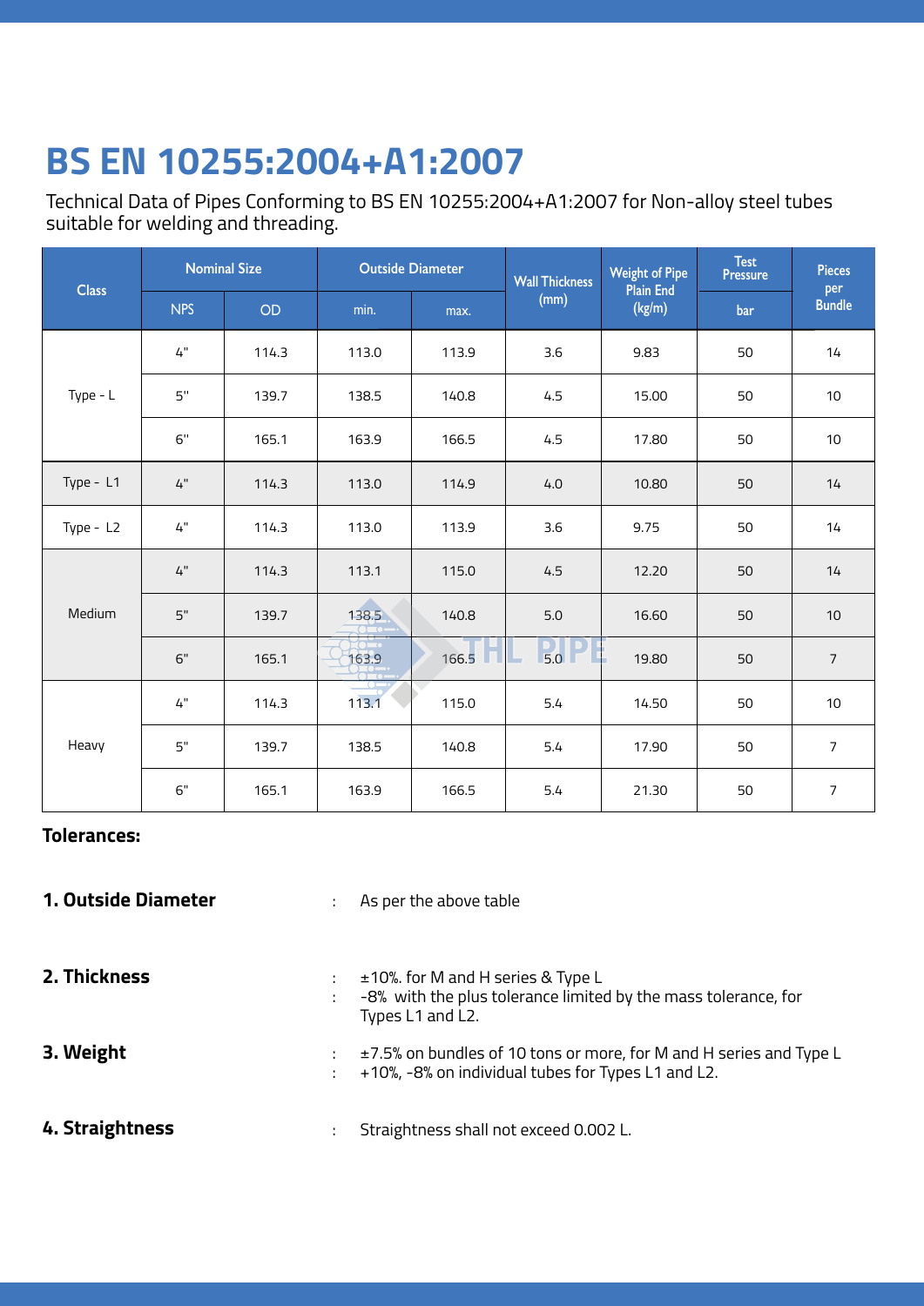# BS EN 10255:2004+A1:2007

Technical Data of Pipes Conforming to BS EN 10255:2004+A1:2007 for Non-alloy steel tubes suitable for welding and threading.

| Class | Nominal Size | | Outside Diameter | | Wall Thickness (mm) | Weight of Pipe Plain End (kg/m) | Test Pressure | Pieces per Bundle |
|---|---|---|---|---|---|---|---|---|
| | NPS | OD | min. | max. | | | bar | |
| Type - L | 4" | 114.3 | 113.0 | 113.9 | 3.6 | 9.83 | 50 | 14 |
| | 5" | 139.7 | 138.5 | 140.8 | 4.5 | 15.00 | 50 | 10 |
| | 6" | 165.1 | 163.9 | 166.5 | 4.5 | 17.80 | 50 | 10 |
| Type - L1 | 4" | 114.3 | 113.0 | 114.9 | 4.0 | 10.80 | 50 | 14 |
| Type - L2 | 4" | 114.3 | 113.0 | 113.9 | 3.6 | 9.75 | 50 | 14 |
| Medium | 4" | 114.3 | 113.1 | 115.0 | 4.5 | 12.20 | 50 | 14 |
| | 5" | 139.7 | 138.5 | 140.8 | 5.0 | 16.60 | 50 | 10 |
| | 6" | 165.1 | 163.9 | 166.5 | 5.0 | 19.80 | 50 | 7 |
| Heavy | 4" | 114.3 | 113.1 | 115.0 | 5.4 | 14.50 | 50 | 10 |
| | 5" | 139.7 | 138.5 | 140.8 | 5.4 | 17.90 | 50 | 7 |
| | 6" | 165.1 | 163.9 | 166.5 | 5.4 | 21.30 | 50 | 7 |

**Tolerances:**

**1. Outside Diameter** : As per the above table

**2. Thickness** : ±10%. for M and H series & Type L
: -8% with the plus tolerance limited by the mass tolerance, for Types L1 and L2.

**3. Weight** : ±7.5% on bundles of 10 tons or more, for M and H series and Type L
: +10%, -8% on individual tubes for Types L1 and L2.

**4. Straightness** : Straightness shall not exceed 0.002 L.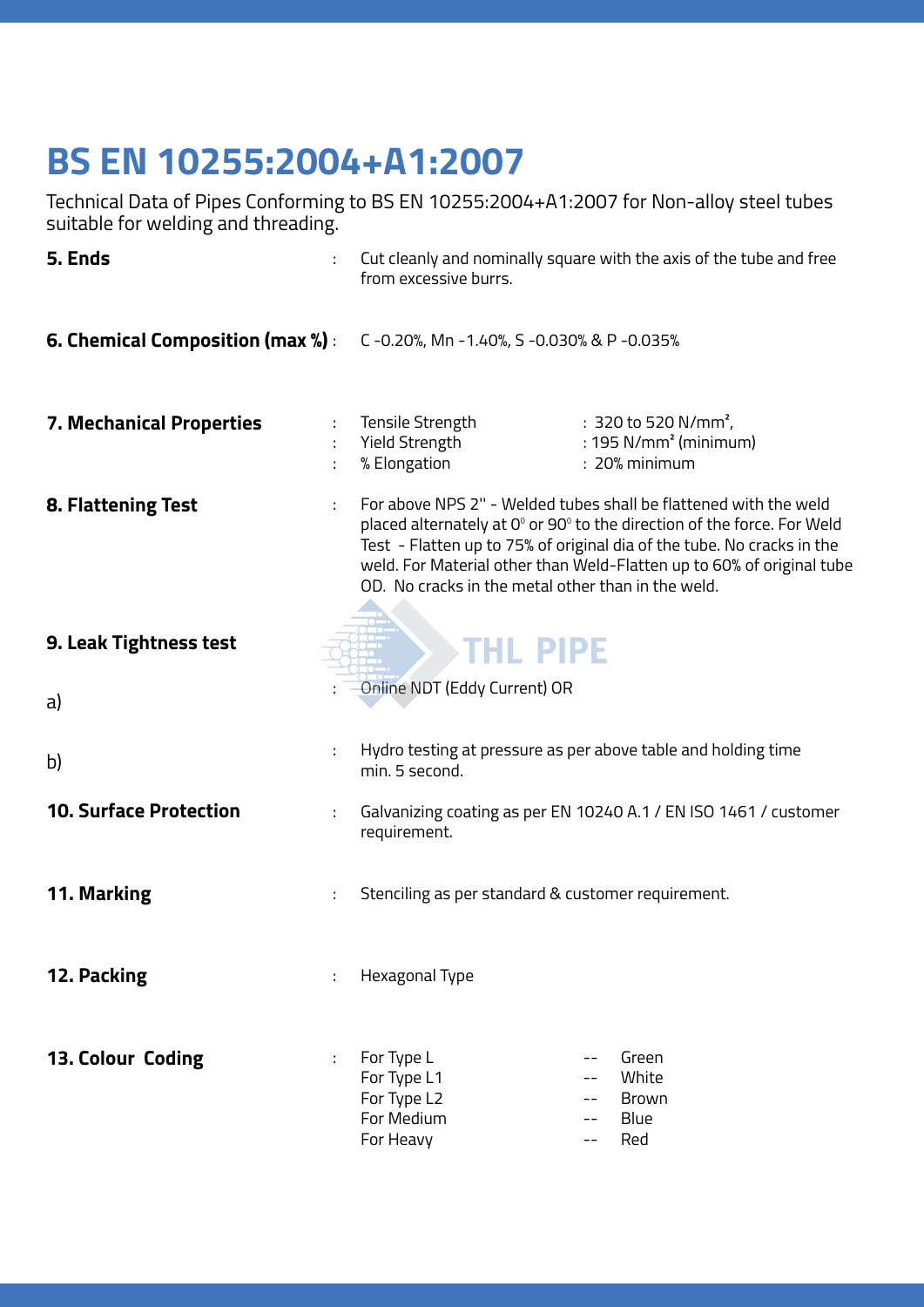# BS EN 10255:2004+A1:2007

Technical Data of Pipes Conforming to BS EN 10255:2004+A1:2007 for Non-alloy steel tubes suitable for welding and threading.

**5. Ends** : Cut cleanly and nominally square with the axis of the tube and free from excessive burrs.

**6. Chemical Composition (max %)** : C -0.20%, Mn -1.40%, S -0.030% & P -0.035%

**7. Mechanical Properties**

| | | |
|---|---|---|
| Tensile Strength | : | 320 to 520 N/mm², |
| Yield Strength | : | 195 N/mm² (minimum) |
| % Elongation | : | 20% minimum |

**8. Flattening Test** : For above NPS 2'' - Welded tubes shall be flattened with the weld placed alternately at 0° or 90° to the direction of the force. For Weld Test - Flatten up to 75% of original dia of the tube. No cracks in the weld. For Material other than Weld-Flatten up to 60% of original tube OD. No cracks in the metal other than in the weld.

**9. Leak Tightness test**

a) : Online NDT (Eddy Current) OR

b) : Hydro testing at pressure as per above table and holding time min. 5 second.

**10. Surface Protection** : Galvanizing coating as per EN 10240 A.1 / EN ISO 1461 / customer requirement.

**11. Marking** : Stenciling as per standard & customer requirement.

**12. Packing** : Hexagonal Type

**13. Colour Coding**

| | | |
|---|---|---|
| For Type L | -- | Green |
| For Type L1 | -- | White |
| For Type L2 | -- | Brown |
| For Medium | -- | Blue |
| For Heavy | -- | Red |